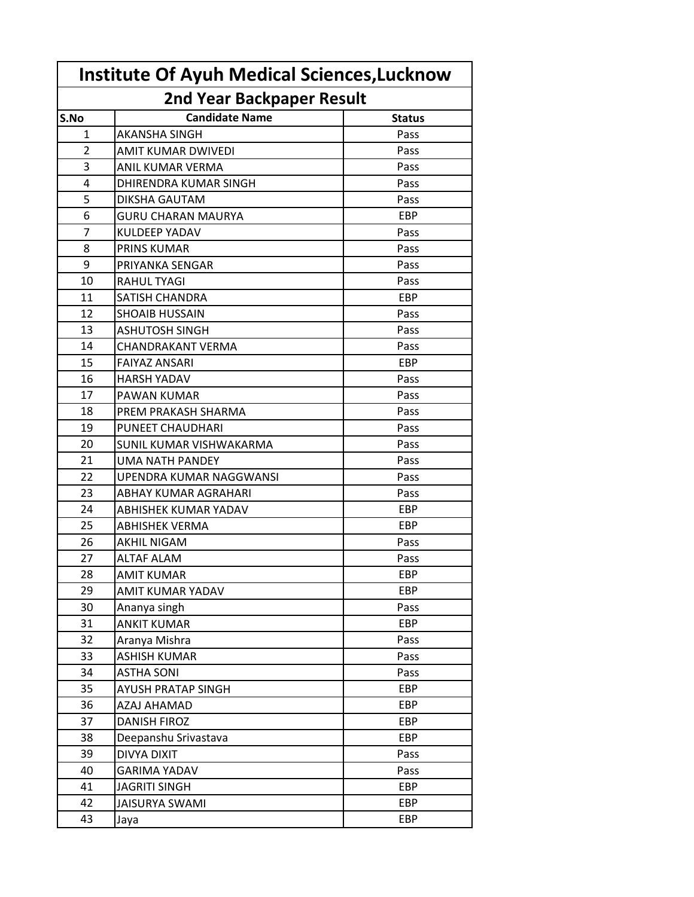# Institute Of Ayuh Medical Sciences,Lucknow

## 2nd Year Backpaper Result

| S.No | Candidate Name | Status |
|---|---|---|
| 1 | AKANSHA SINGH | Pass |
| 2 | AMIT KUMAR DWIVEDI | Pass |
| 3 | ANIL KUMAR VERMA | Pass |
| 4 | DHIRENDRA KUMAR SINGH | Pass |
| 5 | DIKSHA GAUTAM | Pass |
| 6 | GURU CHARAN MAURYA | EBP |
| 7 | KULDEEP YADAV | Pass |
| 8 | PRINS KUMAR | Pass |
| 9 | PRIYANKA SENGAR | Pass |
| 10 | RAHUL TYAGI | Pass |
| 11 | SATISH CHANDRA | EBP |
| 12 | SHOAIB HUSSAIN | Pass |
| 13 | ASHUTOSH SINGH | Pass |
| 14 | CHANDRAKANT VERMA | Pass |
| 15 | FAIYAZ ANSARI | EBP |
| 16 | HARSH YADAV | Pass |
| 17 | PAWAN KUMAR | Pass |
| 18 | PREM PRAKASH SHARMA | Pass |
| 19 | PUNEET CHAUDHARI | Pass |
| 20 | SUNIL KUMAR VISHWAKARMA | Pass |
| 21 | UMA NATH PANDEY | Pass |
| 22 | UPENDRA KUMAR NAGGWANSI | Pass |
| 23 | ABHAY KUMAR AGRAHARI | Pass |
| 24 | ABHISHEK KUMAR YADAV | EBP |
| 25 | ABHISHEK VERMA | EBP |
| 26 | AKHIL NIGAM | Pass |
| 27 | ALTAF ALAM | Pass |
| 28 | AMIT KUMAR | EBP |
| 29 | AMIT KUMAR YADAV | EBP |
| 30 | Ananya singh | Pass |
| 31 | ANKIT KUMAR | EBP |
| 32 | Aranya Mishra | Pass |
| 33 | ASHISH KUMAR | Pass |
| 34 | ASTHA SONI | Pass |
| 35 | AYUSH PRATAP SINGH | EBP |
| 36 | AZAJ AHAMAD | EBP |
| 37 | DANISH FIROZ | EBP |
| 38 | Deepanshu Srivastava | EBP |
| 39 | DIVYA DIXIT | Pass |
| 40 | GARIMA YADAV | Pass |
| 41 | JAGRITI SINGH | EBP |
| 42 | JAISURYA SWAMI | EBP |
| 43 | Jaya | EBP |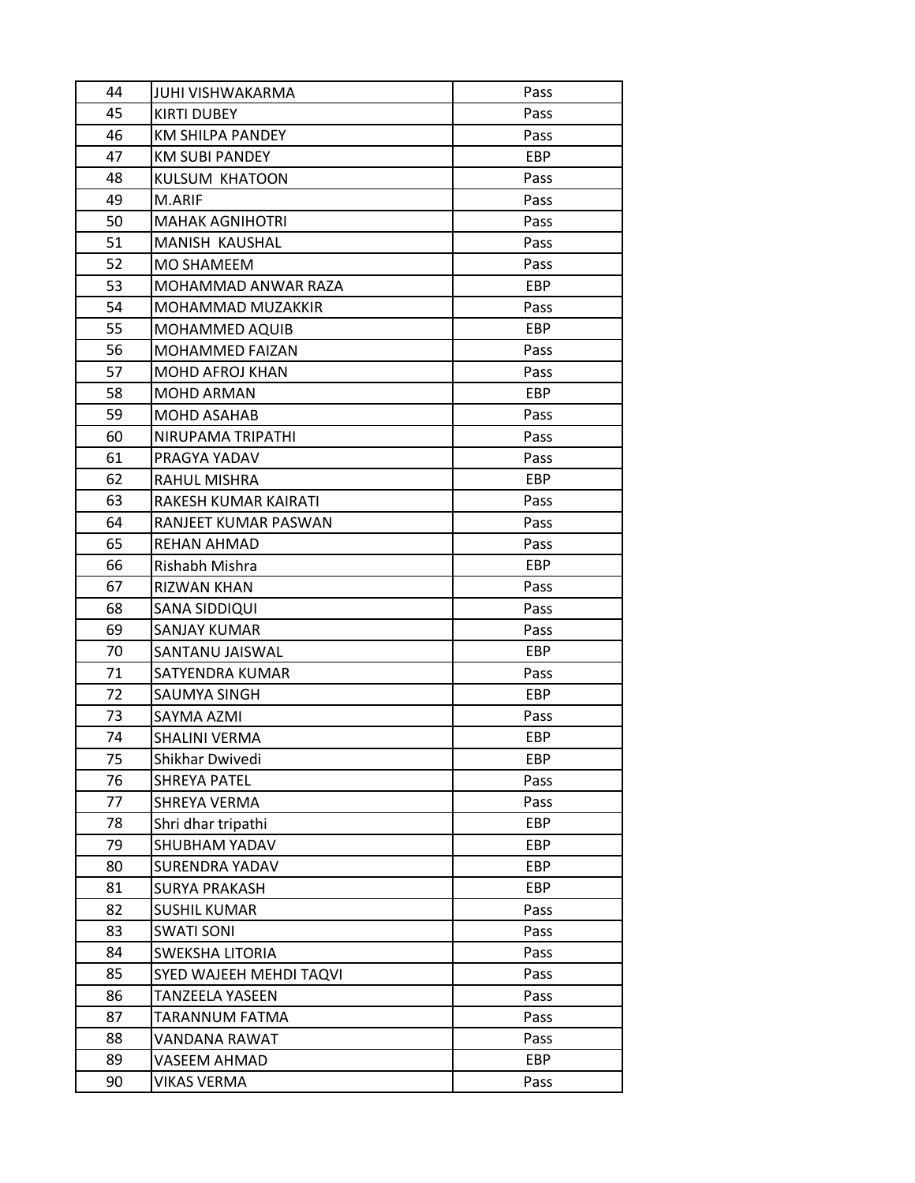| | | |
|---|---|---|
| 44 | JUHI VISHWAKARMA | Pass |
| 45 | KIRTI DUBEY | Pass |
| 46 | KM SHILPA PANDEY | Pass |
| 47 | KM SUBI PANDEY | EBP |
| 48 | KULSUM KHATOON | Pass |
| 49 | M.ARIF | Pass |
| 50 | MAHAK AGNIHOTRI | Pass |
| 51 | MANISH KAUSHAL | Pass |
| 52 | MO SHAMEEM | Pass |
| 53 | MOHAMMAD ANWAR RAZA | EBP |
| 54 | MOHAMMAD MUZAKKIR | Pass |
| 55 | MOHAMMED AQUIB | EBP |
| 56 | MOHAMMED FAIZAN | Pass |
| 57 | MOHD AFROJ KHAN | Pass |
| 58 | MOHD ARMAN | EBP |
| 59 | MOHD ASAHAB | Pass |
| 60 | NIRUPAMA TRIPATHI | Pass |
| 61 | PRAGYA YADAV | Pass |
| 62 | RAHUL MISHRA | EBP |
| 63 | RAKESH KUMAR KAIRATI | Pass |
| 64 | RANJEET KUMAR PASWAN | Pass |
| 65 | REHAN AHMAD | Pass |
| 66 | Rishabh Mishra | EBP |
| 67 | RIZWAN KHAN | Pass |
| 68 | SANA SIDDIQUI | Pass |
| 69 | SANJAY KUMAR | Pass |
| 70 | SANTANU JAISWAL | EBP |
| 71 | SATYENDRA KUMAR | Pass |
| 72 | SAUMYA SINGH | EBP |
| 73 | SAYMA AZMI | Pass |
| 74 | SHALINI VERMA | EBP |
| 75 | Shikhar Dwivedi | EBP |
| 76 | SHREYA PATEL | Pass |
| 77 | SHREYA VERMA | Pass |
| 78 | Shri dhar tripathi | EBP |
| 79 | SHUBHAM YADAV | EBP |
| 80 | SURENDRA YADAV | EBP |
| 81 | SURYA PRAKASH | EBP |
| 82 | SUSHIL KUMAR | Pass |
| 83 | SWATI SONI | Pass |
| 84 | SWEKSHA LITORIA | Pass |
| 85 | SYED WAJEEH MEHDI TAQVI | Pass |
| 86 | TANZEELA YASEEN | Pass |
| 87 | TARANNUM FATMA | Pass |
| 88 | VANDANA RAWAT | Pass |
| 89 | VASEEM AHMAD | EBP |
| 90 | VIKAS VERMA | Pass |